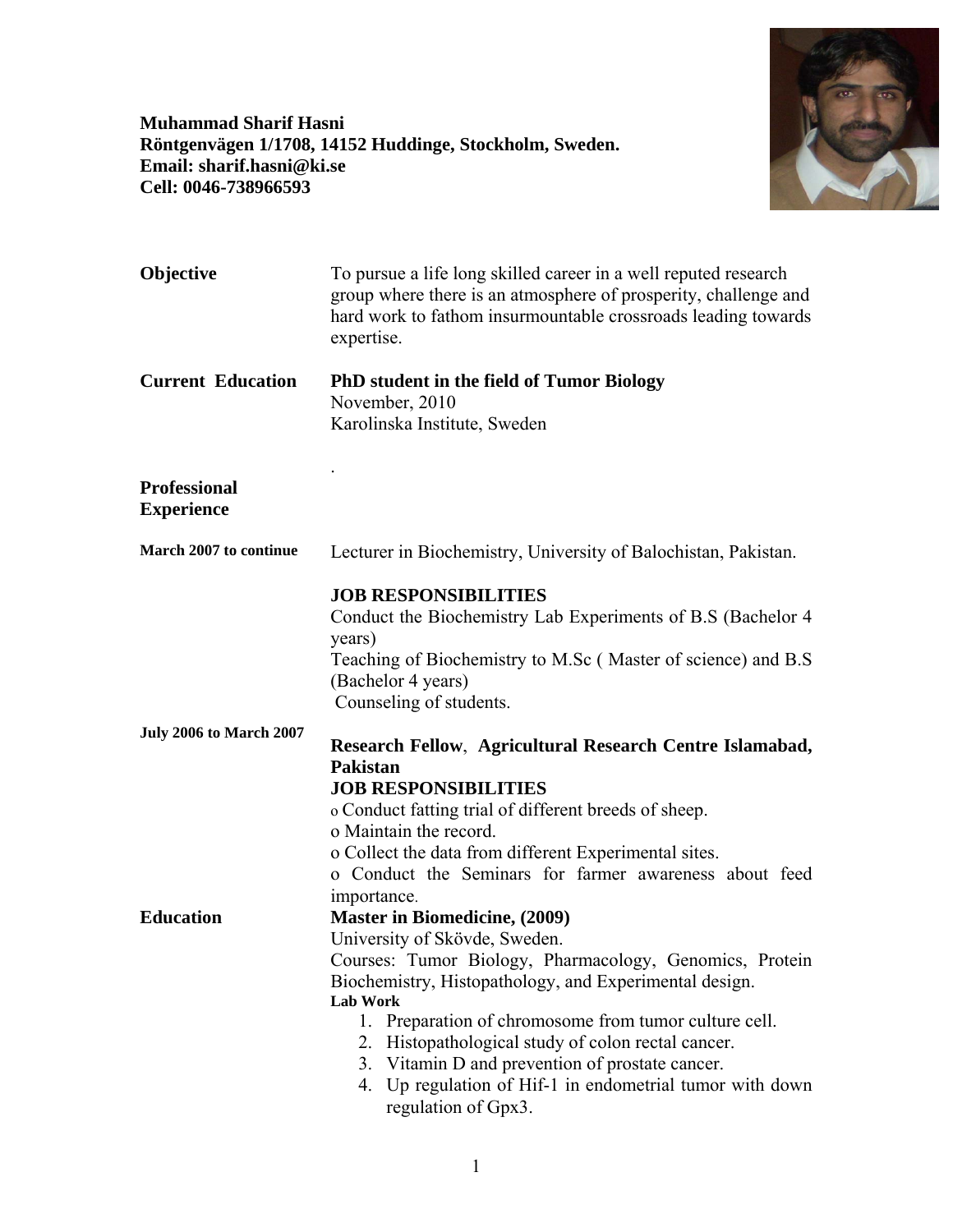**Muhammad Sharif Hasni**
**Röntgenvägen 1/1708, 14152 Huddinge, Stockholm, Sweden.**
**Email: sharif.hasni@ki.se**
**Cell: 0046-738966593**

**Objective**

To pursue a life long skilled career in a well reputed research group where there is an atmosphere of prosperity, challenge and hard work to fathom insurmountable crossroads leading towards expertise.

**Current Education**

**PhD student in the field of Tumor Biology**
November, 2010
Karolinska Institute, Sweden

.

**Professional Experience**

**March 2007 to continue**

Lecturer in Biochemistry, University of Balochistan, Pakistan.

**JOB RESPONSIBILITIES**
Conduct the Biochemistry Lab Experiments of B.S (Bachelor 4 years)
Teaching of Biochemistry to M.Sc ( Master of science) and B.S (Bachelor 4 years)
Counseling of students.

**July 2006 to March 2007**

**Research Fellow**, **Agricultural Research Centre Islamabad, Pakistan**
**JOB RESPONSIBILITIES**
o Conduct fatting trial of different breeds of sheep.
o Maintain the record.
o Collect the data from different Experimental sites.
o Conduct the Seminars for farmer awareness about feed importance.

**Education**

**Master in Biomedicine, (2009)**
University of Skövde, Sweden.
Courses: Tumor Biology, Pharmacology, Genomics, Protein Biochemistry, Histopathology, and Experimental design.
**Lab Work**

1. Preparation of chromosome from tumor culture cell.
2. Histopathological study of colon rectal cancer.
3. Vitamin D and prevention of prostate cancer.
4. Up regulation of Hif-1 in endometrial tumor with down regulation of Gpx3.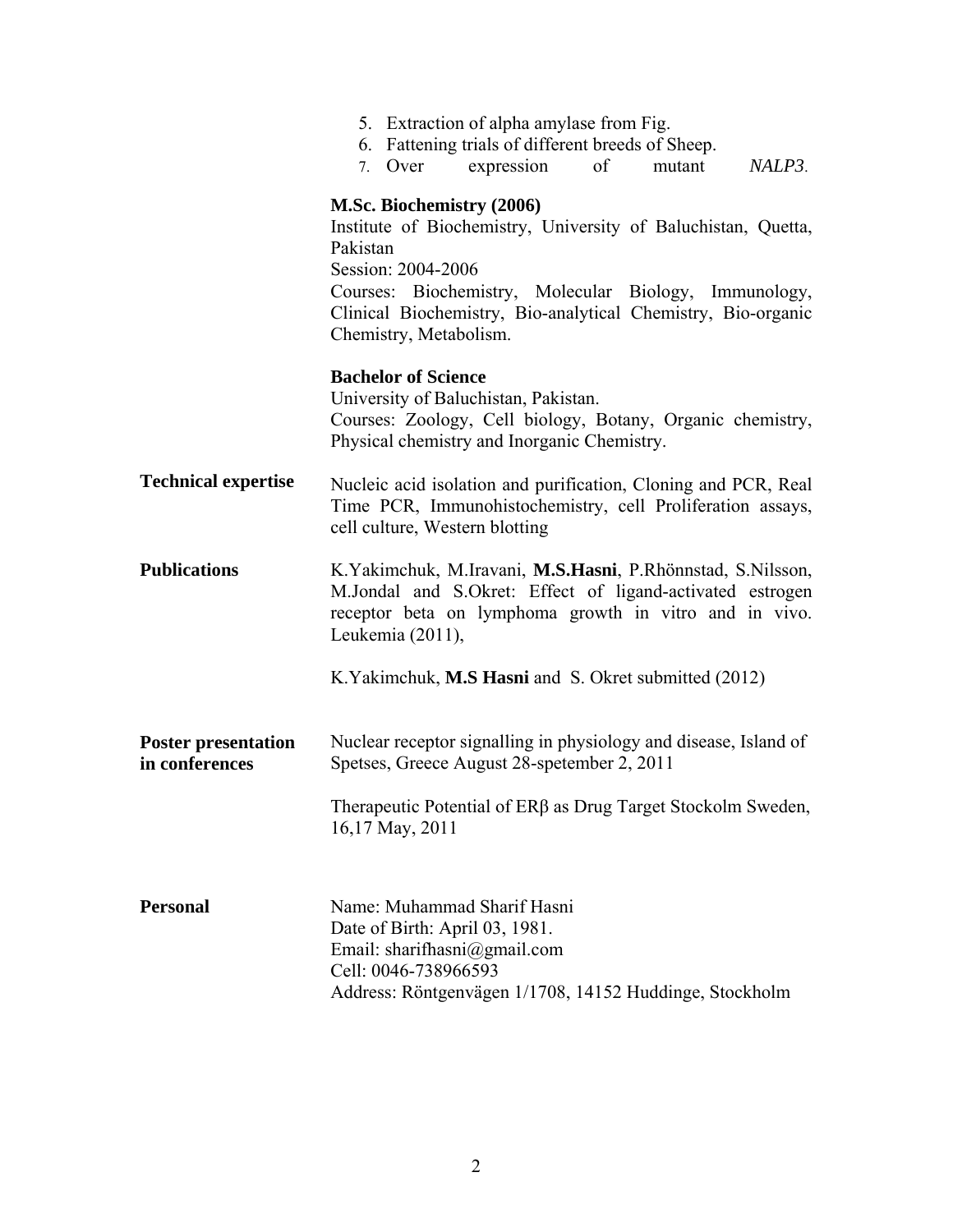5. Extraction of alpha amylase from Fig.
6. Fattening trials of different breeds of Sheep.
7. Over expression of mutant *NALP3*.

**M.Sc. Biochemistry (2006)**
Institute of Biochemistry, University of Baluchistan, Quetta, Pakistan
Session: 2004-2006
Courses: Biochemistry, Molecular Biology, Immunology, Clinical Biochemistry, Bio-analytical Chemistry, Bio-organic Chemistry, Metabolism.

**Bachelor of Science**
University of Baluchistan, Pakistan.
Courses: Zoology, Cell biology, Botany, Organic chemistry, Physical chemistry and Inorganic Chemistry.

**Technical expertise**

Nucleic acid isolation and purification, Cloning and PCR, Real Time PCR, Immunohistochemistry, cell Proliferation assays, cell culture, Western blotting

**Publications**

K.Yakimchuk, M.Iravani, **M.S.Hasni**, P.Rhönnstad, S.Nilsson, M.Jondal and S.Okret: Effect of ligand-activated estrogen receptor beta on lymphoma growth in vitro and in vivo. Leukemia (2011),

K.Yakimchuk, **M.S Hasni** and S. Okret submitted (2012)

**Poster presentation in conferences**

Nuclear receptor signalling in physiology and disease, Island of Spetses, Greece August 28-spetember 2, 2011

Therapeutic Potential of ERβ as Drug Target Stockolm Sweden, 16,17 May, 2011

**Personal**

Name: Muhammad Sharif Hasni
Date of Birth: April 03, 1981.
Email: sharifhasni@gmail.com
Cell: 0046-738966593
Address: Röntgenvägen 1/1708, 14152 Huddinge, Stockholm